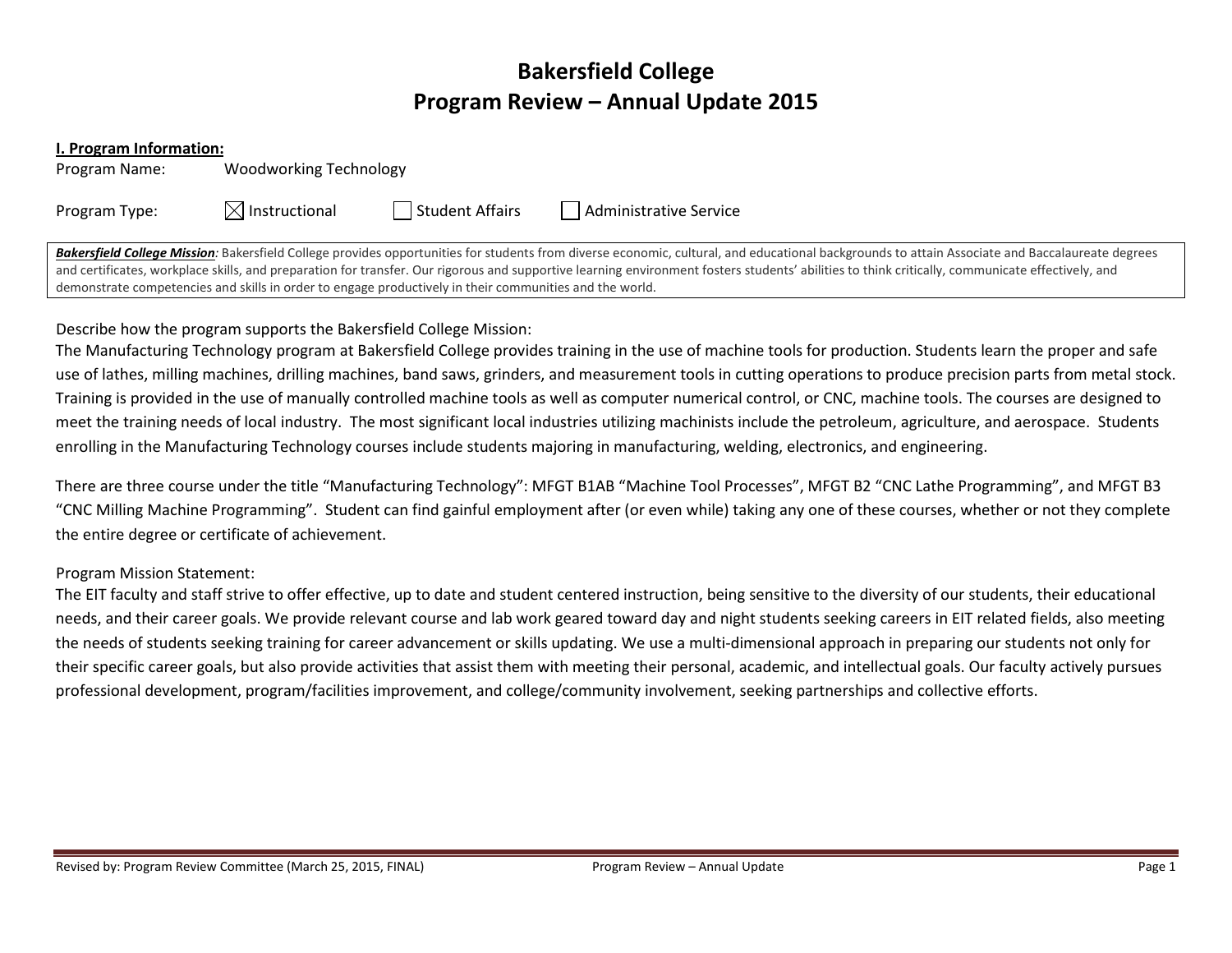# Bakersfield College
# Program Review – Annual Update 2015

**I. Program Information:**

Program Name: Woodworking Technology

Program Type: ☒ Instructional ☐ Student Affairs ☐ Administrative Service

***Bakersfield College Mission**:* Bakersfield College provides opportunities for students from diverse economic, cultural, and educational backgrounds to attain Associate and Baccalaureate degrees and certificates, workplace skills, and preparation for transfer. Our rigorous and supportive learning environment fosters students' abilities to think critically, communicate effectively, and demonstrate competencies and skills in order to engage productively in their communities and the world.

Describe how the program supports the Bakersfield College Mission:

The Manufacturing Technology program at Bakersfield College provides training in the use of machine tools for production. Students learn the proper and safe use of lathes, milling machines, drilling machines, band saws, grinders, and measurement tools in cutting operations to produce precision parts from metal stock. Training is provided in the use of manually controlled machine tools as well as computer numerical control, or CNC, machine tools. The courses are designed to meet the training needs of local industry. The most significant local industries utilizing machinists include the petroleum, agriculture, and aerospace. Students enrolling in the Manufacturing Technology courses include students majoring in manufacturing, welding, electronics, and engineering.

There are three course under the title "Manufacturing Technology": MFGT B1AB "Machine Tool Processes", MFGT B2 "CNC Lathe Programming", and MFGT B3 "CNC Milling Machine Programming". Student can find gainful employment after (or even while) taking any one of these courses, whether or not they complete the entire degree or certificate of achievement.

Program Mission Statement:

The EIT faculty and staff strive to offer effective, up to date and student centered instruction, being sensitive to the diversity of our students, their educational needs, and their career goals. We provide relevant course and lab work geared toward day and night students seeking careers in EIT related fields, also meeting the needs of students seeking training for career advancement or skills updating. We use a multi-dimensional approach in preparing our students not only for their specific career goals, but also provide activities that assist them with meeting their personal, academic, and intellectual goals. Our faculty actively pursues professional development, program/facilities improvement, and college/community involvement, seeking partnerships and collective efforts.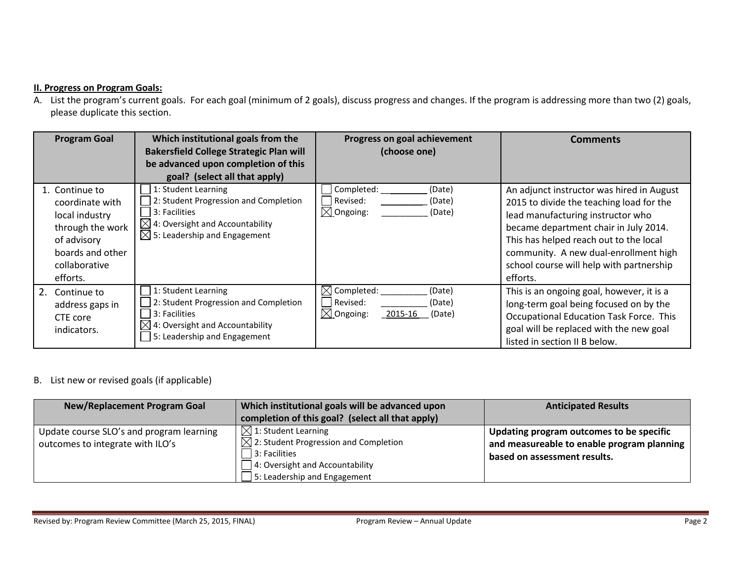**II. Progress on Program Goals:**

A. List the program's current goals. For each goal (minimum of 2 goals), discuss progress and changes. If the program is addressing more than two (2) goals, please duplicate this section.

| Program Goal | Which institutional goals from the Bakersfield College Strategic Plan will be advanced upon completion of this goal? (select all that apply) | Progress on goal achievement (choose one) | Comments |
|---|---|---|---|
| 1. Continue to coordinate with local industry through the work of advisory boards and other collaborative efforts. | ☐ 1: Student Learning<br>☐ 2: Student Progression and Completion<br>☐ 3: Facilities<br>☒ 4: Oversight and Accountability<br>☒ 5: Leadership and Engagement | ☐ Completed: __________ (Date)<br>☐ Revised: __________ (Date)<br>☒ Ongoing: __________ (Date) | An adjunct instructor was hired in August 2015 to divide the teaching load for the lead manufacturing instructor who became department chair in July 2014. This has helped reach out to the local community. A new dual-enrollment high school course will help with partnership efforts. |
| 2. Continue to address gaps in CTE core indicators. | ☐ 1: Student Learning<br>☐ 2: Student Progression and Completion<br>☐ 3: Facilities<br>☒ 4: Oversight and Accountability<br>☐ 5: Leadership and Engagement | ☒ Completed: __________ (Date)<br>☐ Revised: __________ (Date)<br>☒ Ongoing: 2015-16 (Date) | This is an ongoing goal, however, it is a long-term goal being focused on by the Occupational Education Task Force. This goal will be replaced with the new goal listed in section II B below. |

B. List new or revised goals (if applicable)

| New/Replacement Program Goal | Which institutional goals will be advanced upon completion of this goal? (select all that apply) | Anticipated Results |
|---|---|---|
| Update course SLO's and program learning outcomes to integrate with ILO's | ☒ 1: Student Learning<br>☒ 2: Student Progression and Completion<br>☐ 3: Facilities<br>☐ 4: Oversight and Accountability<br>☐ 5: Leadership and Engagement | **Updating program outcomes to be specific and measureable to enable program planning based on assessment results.** |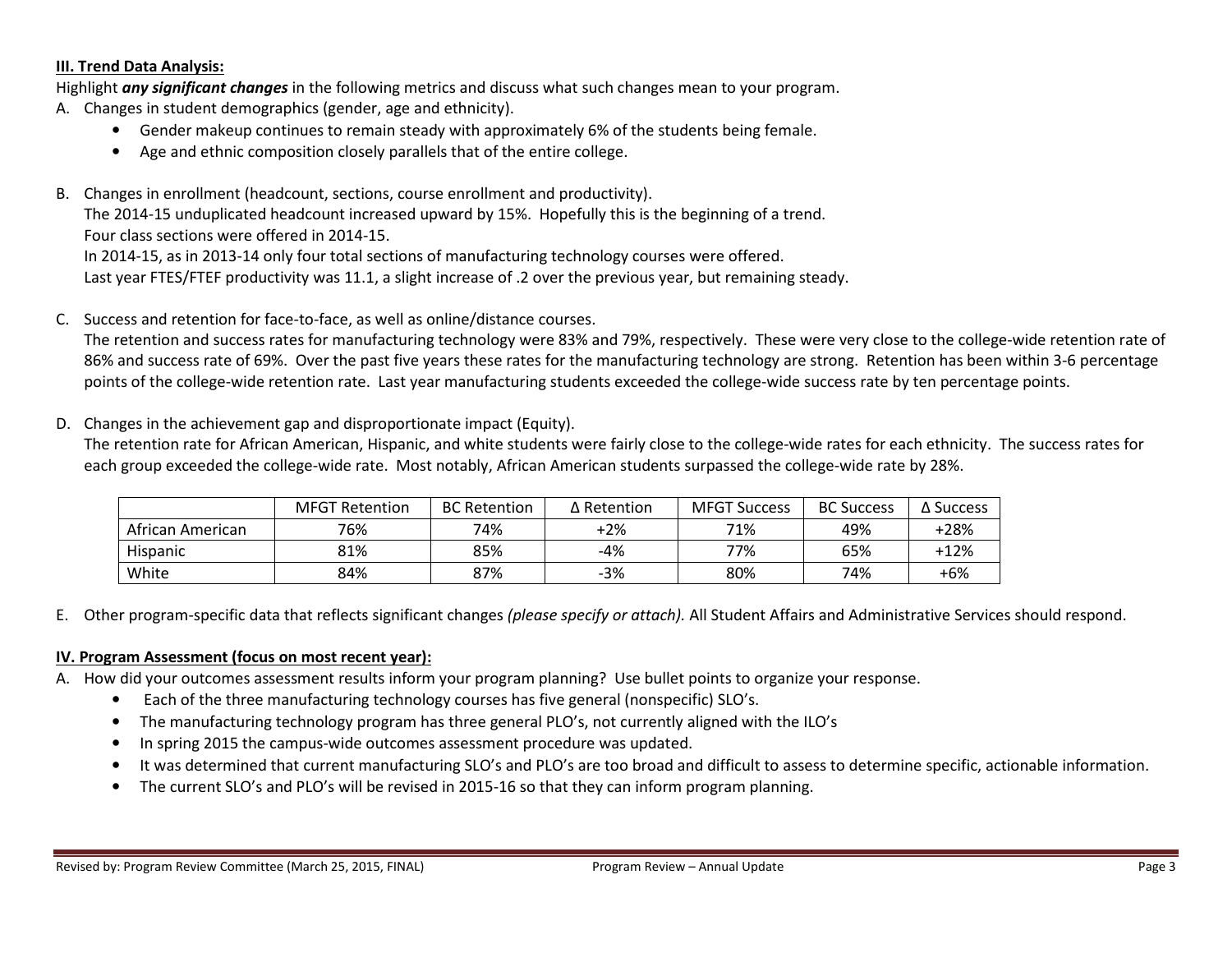### III. Trend Data Analysis:

Highlight ***any significant changes*** in the following metrics and discuss what such changes mean to your program.

A. Changes in student demographics (gender, age and ethnicity).
   - Gender makeup continues to remain steady with approximately 6% of the students being female.
   - Age and ethnic composition closely parallels that of the entire college.

B. Changes in enrollment (headcount, sections, course enrollment and productivity).
   The 2014-15 unduplicated headcount increased upward by 15%. Hopefully this is the beginning of a trend.
   Four class sections were offered in 2014-15.
   In 2014-15, as in 2013-14 only four total sections of manufacturing technology courses were offered.
   Last year FTES/FTEF productivity was 11.1, a slight increase of .2 over the previous year, but remaining steady.

C. Success and retention for face-to-face, as well as online/distance courses.
   The retention and success rates for manufacturing technology were 83% and 79%, respectively. These were very close to the college-wide retention rate of 86% and success rate of 69%. Over the past five years these rates for the manufacturing technology are strong. Retention has been within 3-6 percentage points of the college-wide retention rate. Last year manufacturing students exceeded the college-wide success rate by ten percentage points.

D. Changes in the achievement gap and disproportionate impact (Equity).
   The retention rate for African American, Hispanic, and white students were fairly close to the college-wide rates for each ethnicity. The success rates for each group exceeded the college-wide rate. Most notably, African American students surpassed the college-wide rate by 28%.

| | MFGT Retention | BC Retention | Δ Retention | MFGT Success | BC Success | Δ Success |
|---|---|---|---|---|---|---|
| African American | 76% | 74% | +2% | 71% | 49% | +28% |
| Hispanic | 81% | 85% | -4% | 77% | 65% | +12% |
| White | 84% | 87% | -3% | 80% | 74% | +6% |

E. Other program-specific data that reflects significant changes *(please specify or attach).* All Student Affairs and Administrative Services should respond.

### IV. Program Assessment (focus on most recent year):

A. How did your outcomes assessment results inform your program planning? Use bullet points to organize your response.
   - Each of the three manufacturing technology courses has five general (nonspecific) SLO's.
   - The manufacturing technology program has three general PLO's, not currently aligned with the ILO's
   - In spring 2015 the campus-wide outcomes assessment procedure was updated.
   - It was determined that current manufacturing SLO's and PLO's are too broad and difficult to assess to determine specific, actionable information.
   - The current SLO's and PLO's will be revised in 2015-16 so that they can inform program planning.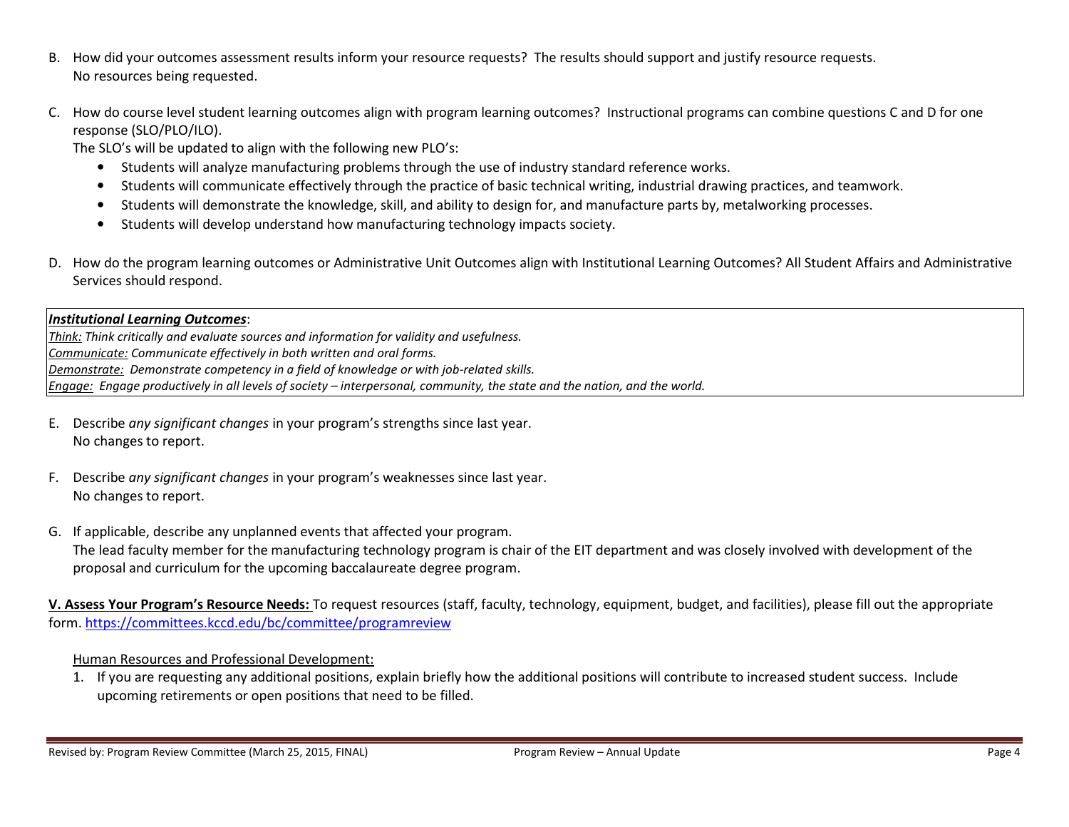B. How did your outcomes assessment results inform your resource requests? The results should support and justify resource requests.
   No resources being requested.

C. How do course level student learning outcomes align with program learning outcomes? Instructional programs can combine questions C and D for one response (SLO/PLO/ILO).
   The SLO's will be updated to align with the following new PLO's:
   - Students will analyze manufacturing problems through the use of industry standard reference works.
   - Students will communicate effectively through the practice of basic technical writing, industrial drawing practices, and teamwork.
   - Students will demonstrate the knowledge, skill, and ability to design for, and manufacture parts by, metalworking processes.
   - Students will develop understand how manufacturing technology impacts society.

D. How do the program learning outcomes or Administrative Unit Outcomes align with Institutional Learning Outcomes? All Student Affairs and Administrative Services should respond.

> ***Institutional Learning Outcomes***:
> *Think: Think critically and evaluate sources and information for validity and usefulness.*
> *Communicate: Communicate effectively in both written and oral forms.*
> *Demonstrate: Demonstrate competency in a field of knowledge or with job-related skills.*
> *Engage: Engage productively in all levels of society – interpersonal, community, the state and the nation, and the world.*

E. Describe *any significant changes* in your program's strengths since last year.
   No changes to report.

F. Describe *any significant changes* in your program's weaknesses since last year.
   No changes to report.

G. If applicable, describe any unplanned events that affected your program.
   The lead faculty member for the manufacturing technology program is chair of the EIT department and was closely involved with development of the proposal and curriculum for the upcoming baccalaureate degree program.

**V. Assess Your Program's Resource Needs:** To request resources (staff, faculty, technology, equipment, budget, and facilities), please fill out the appropriate form. https://committees.kccd.edu/bc/committee/programreview

Human Resources and Professional Development:

1. If you are requesting any additional positions, explain briefly how the additional positions will contribute to increased student success. Include upcoming retirements or open positions that need to be filled.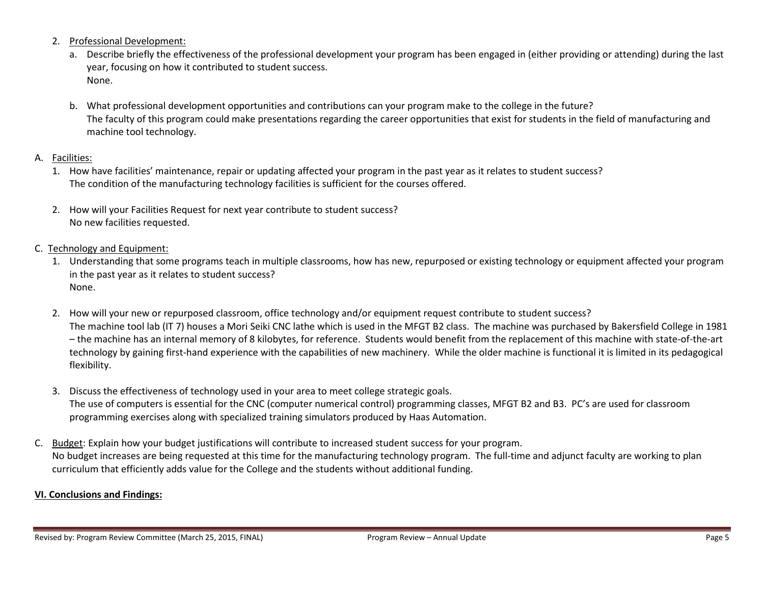2. Professional Development:
   a. Describe briefly the effectiveness of the professional development your program has been engaged in (either providing or attending) during the last year, focusing on how it contributed to student success.
      None.

   b. What professional development opportunities and contributions can your program make to the college in the future?
      The faculty of this program could make presentations regarding the career opportunities that exist for students in the field of manufacturing and machine tool technology.

A. Facilities:
   1. How have facilities' maintenance, repair or updating affected your program in the past year as it relates to student success?
      The condition of the manufacturing technology facilities is sufficient for the courses offered.

   2. How will your Facilities Request for next year contribute to student success?
      No new facilities requested.

C. Technology and Equipment:
   1. Understanding that some programs teach in multiple classrooms, how has new, repurposed or existing technology or equipment affected your program in the past year as it relates to student success?
      None.

   2. How will your new or repurposed classroom, office technology and/or equipment request contribute to student success?
      The machine tool lab (IT 7) houses a Mori Seiki CNC lathe which is used in the MFGT B2 class. The machine was purchased by Bakersfield College in 1981 – the machine has an internal memory of 8 kilobytes, for reference. Students would benefit from the replacement of this machine with state-of-the-art technology by gaining first-hand experience with the capabilities of new machinery. While the older machine is functional it is limited in its pedagogical flexibility.

   3. Discuss the effectiveness of technology used in your area to meet college strategic goals.
      The use of computers is essential for the CNC (computer numerical control) programming classes, MFGT B2 and B3. PC's are used for classroom programming exercises along with specialized training simulators produced by Haas Automation.

C. Budget: Explain how your budget justifications will contribute to increased student success for your program.
   No budget increases are being requested at this time for the manufacturing technology program. The full-time and adjunct faculty are working to plan curriculum that efficiently adds value for the College and the students without additional funding.

**VI. Conclusions and Findings:**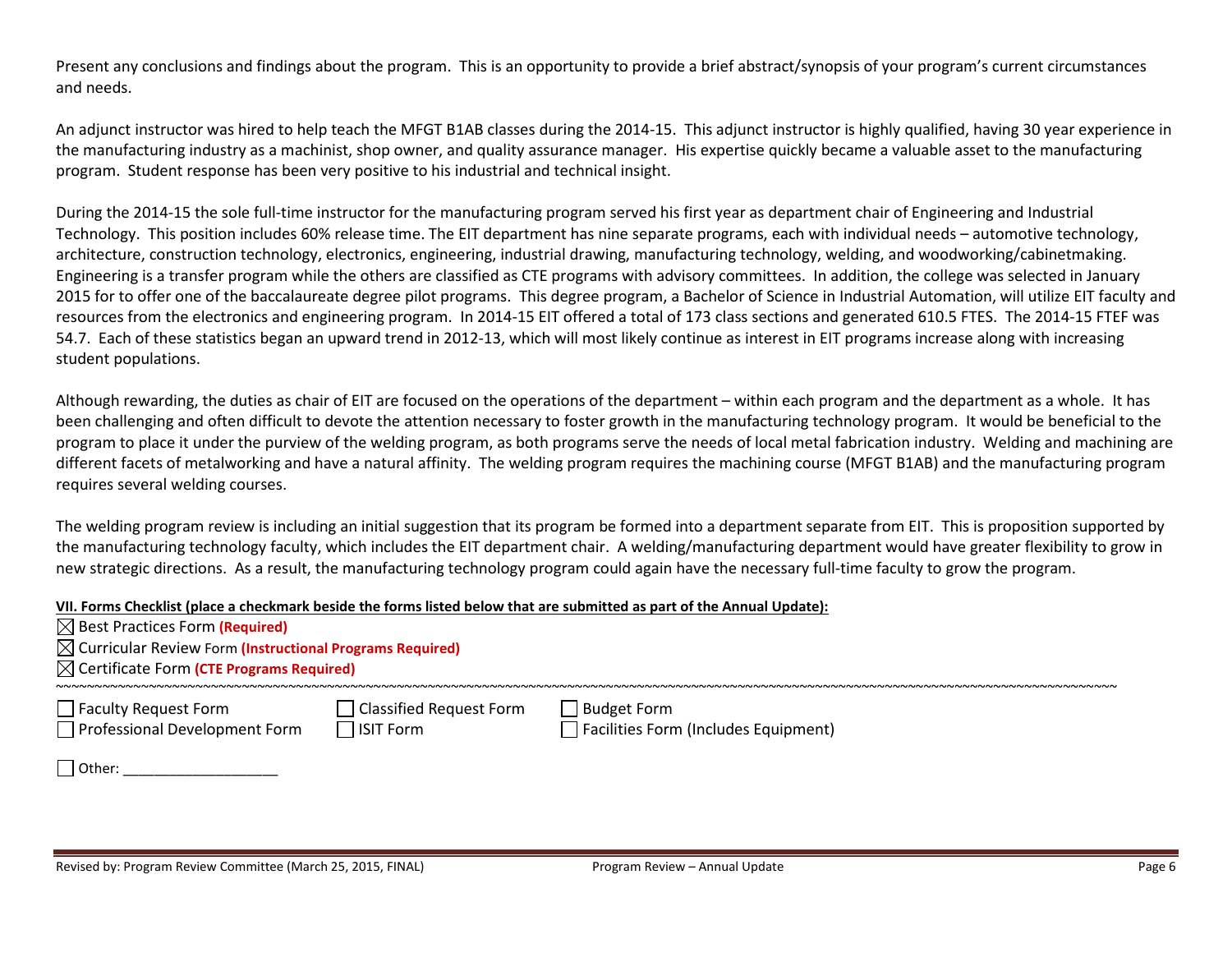Present any conclusions and findings about the program. This is an opportunity to provide a brief abstract/synopsis of your program's current circumstances and needs.

An adjunct instructor was hired to help teach the MFGT B1AB classes during the 2014-15. This adjunct instructor is highly qualified, having 30 year experience in the manufacturing industry as a machinist, shop owner, and quality assurance manager. His expertise quickly became a valuable asset to the manufacturing program. Student response has been very positive to his industrial and technical insight.

During the 2014-15 the sole full-time instructor for the manufacturing program served his first year as department chair of Engineering and Industrial Technology. This position includes 60% release time. The EIT department has nine separate programs, each with individual needs – automotive technology, architecture, construction technology, electronics, engineering, industrial drawing, manufacturing technology, welding, and woodworking/cabinetmaking. Engineering is a transfer program while the others are classified as CTE programs with advisory committees. In addition, the college was selected in January 2015 for to offer one of the baccalaureate degree pilot programs. This degree program, a Bachelor of Science in Industrial Automation, will utilize EIT faculty and resources from the electronics and engineering program. In 2014-15 EIT offered a total of 173 class sections and generated 610.5 FTES. The 2014-15 FTEF was 54.7. Each of these statistics began an upward trend in 2012-13, which will most likely continue as interest in EIT programs increase along with increasing student populations.

Although rewarding, the duties as chair of EIT are focused on the operations of the department – within each program and the department as a whole. It has been challenging and often difficult to devote the attention necessary to foster growth in the manufacturing technology program. It would be beneficial to the program to place it under the purview of the welding program, as both programs serve the needs of local metal fabrication industry. Welding and machining are different facets of metalworking and have a natural affinity. The welding program requires the machining course (MFGT B1AB) and the manufacturing program requires several welding courses.

The welding program review is including an initial suggestion that its program be formed into a department separate from EIT. This is proposition supported by the manufacturing technology faculty, which includes the EIT department chair. A welding/manufacturing department would have greater flexibility to grow in new strategic directions. As a result, the manufacturing technology program could again have the necessary full-time faculty to grow the program.

**VII. Forms Checklist (place a checkmark beside the forms listed below that are submitted as part of the Annual Update):**

☒ Best Practices Form **(Required)**
☒ Curricular Review Form **(Instructional Programs Required)**
☒ Certificate Form **(CTE Programs Required)**

~~~~~~~~~~~~~~~~~~~~~~~~~~~~~~~~~~~~~~~~~~~~~~~~~~~~~~~~~~~~~~~~~~~~~~~~~~~~~~~~~~~~~~~~~~~~~~~~~~~~

☐ Faculty Request Form ☐ Classified Request Form ☐ Budget Form
☐ Professional Development Form ☐ ISIT Form ☐ Facilities Form (Includes Equipment)

☐ Other: ____________________